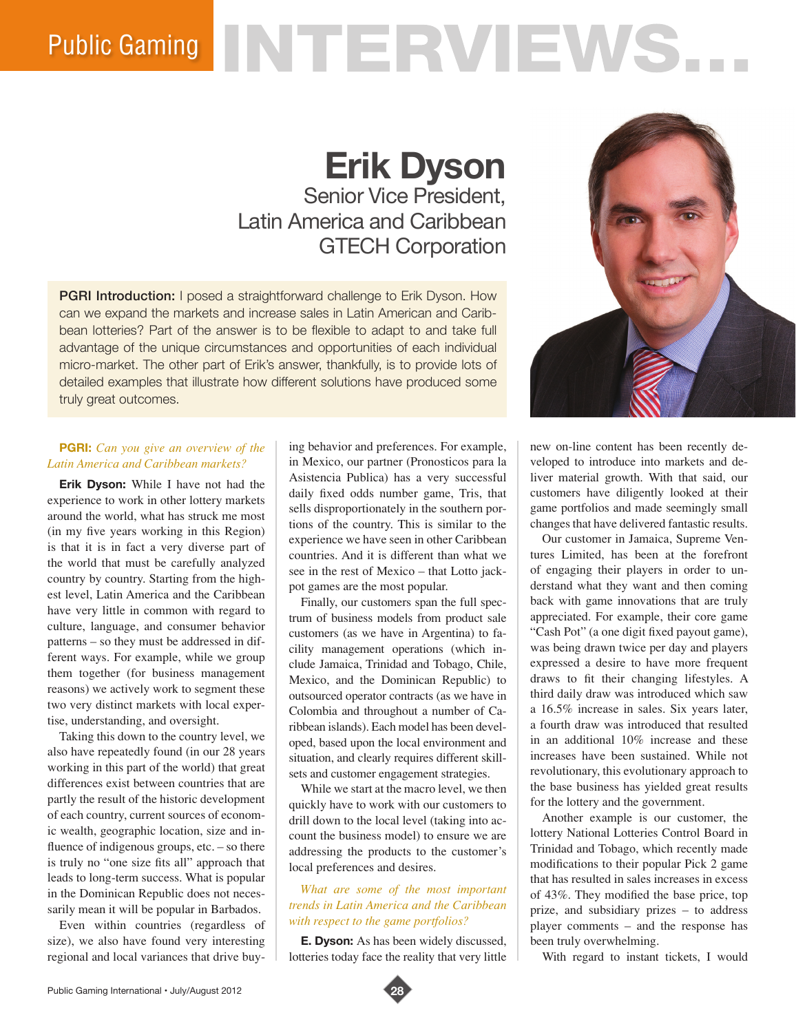# Public Gaming INTERVIEWS...

## Erik Dyson

Senior Vice President,
Latin America and Caribbean
GTECH Corporation

**PGRI Introduction:** I posed a straightforward challenge to Erik Dyson. How can we expand the markets and increase sales in Latin American and Caribbean lotteries? Part of the answer is to be flexible to adapt to and take full advantage of the unique circumstances and opportunities of each individual micro-market. The other part of Erik's answer, thankfully, is to provide lots of detailed examples that illustrate how different solutions have produced some truly great outcomes.

**PGRI:** *Can you give an overview of the Latin America and Caribbean markets?*

**Erik Dyson:** While I have not had the experience to work in other lottery markets around the world, what has struck me most (in my five years working in this Region) is that it is in fact a very diverse part of the world that must be carefully analyzed country by country. Starting from the highest level, Latin America and the Caribbean have very little in common with regard to culture, language, and consumer behavior patterns – so they must be addressed in different ways. For example, while we group them together (for business management reasons) we actively work to segment these two very distinct markets with local expertise, understanding, and oversight.

Taking this down to the country level, we also have repeatedly found (in our 28 years working in this part of the world) that great differences exist between countries that are partly the result of the historic development of each country, current sources of economic wealth, geographic location, size and influence of indigenous groups, etc. – so there is truly no "one size fits all" approach that leads to long-term success. What is popular in the Dominican Republic does not necessarily mean it will be popular in Barbados.

Even within countries (regardless of size), we also have found very interesting regional and local variances that drive buying behavior and preferences. For example, in Mexico, our partner (Pronosticos para la Asistencia Publica) has a very successful daily fixed odds number game, Tris, that sells disproportionately in the southern portions of the country. This is similar to the experience we have seen in other Caribbean countries. And it is different than what we see in the rest of Mexico – that Lotto jackpot games are the most popular.

Finally, our customers span the full spectrum of business models from product sale customers (as we have in Argentina) to facility management operations (which include Jamaica, Trinidad and Tobago, Chile, Mexico, and the Dominican Republic) to outsourced operator contracts (as we have in Colombia and throughout a number of Caribbean islands). Each model has been developed, based upon the local environment and situation, and clearly requires different skillsets and customer engagement strategies.

While we start at the macro level, we then quickly have to work with our customers to drill down to the local level (taking into account the business model) to ensure we are addressing the products to the customer's local preferences and desires.

*What are some of the most important trends in Latin America and the Caribbean with respect to the game portfolios?*

**E. Dyson:** As has been widely discussed, lotteries today face the reality that very little new on-line content has been recently developed to introduce into markets and deliver material growth. With that said, our customers have diligently looked at their game portfolios and made seemingly small changes that have delivered fantastic results.

Our customer in Jamaica, Supreme Ventures Limited, has been at the forefront of engaging their players in order to understand what they want and then coming back with game innovations that are truly appreciated. For example, their core game "Cash Pot" (a one digit fixed payout game), was being drawn twice per day and players expressed a desire to have more frequent draws to fit their changing lifestyles. A third daily draw was introduced which saw a 16.5% increase in sales. Six years later, a fourth draw was introduced that resulted in an additional 10% increase and these increases have been sustained. While not revolutionary, this evolutionary approach to the base business has yielded great results for the lottery and the government.

Another example is our customer, the lottery National Lotteries Control Board in Trinidad and Tobago, which recently made modifications to their popular Pick 2 game that has resulted in sales increases in excess of 43%. They modified the base price, top prize, and subsidiary prizes – to address player comments – and the response has been truly overwhelming.

With regard to instant tickets, I would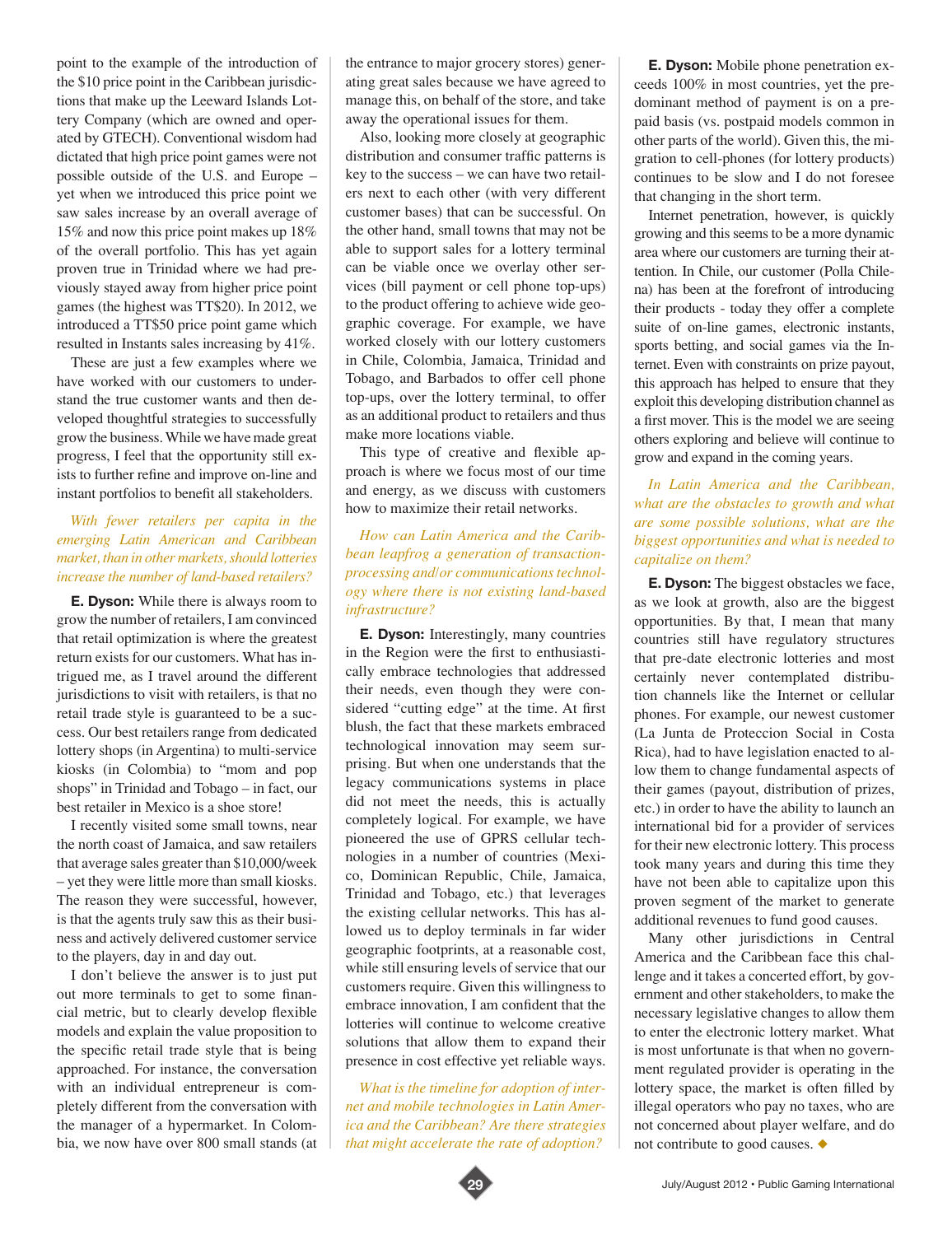point to the example of the introduction of the $10 price point in the Caribbean jurisdictions that make up the Leeward Islands Lottery Company (which are owned and operated by GTECH). Conventional wisdom had dictated that high price point games were not possible outside of the U.S. and Europe – yet when we introduced this price point we saw sales increase by an overall average of 15% and now this price point makes up 18% of the overall portfolio. This has yet again proven true in Trinidad where we had previously stayed away from higher price point games (the highest was TT$20). In 2012, we introduced a TT$50 price point game which resulted in Instants sales increasing by 41%.

These are just a few examples where we have worked with our customers to understand the true customer wants and then developed thoughtful strategies to successfully grow the business. While we have made great progress, I feel that the opportunity still exists to further refine and improve on-line and instant portfolios to benefit all stakeholders.

*With fewer retailers per capita in the emerging Latin American and Caribbean market, than in other markets, should lotteries increase the number of land-based retailers?*

**E. Dyson:** While there is always room to grow the number of retailers, I am convinced that retail optimization is where the greatest return exists for our customers. What has intrigued me, as I travel around the different jurisdictions to visit with retailers, is that no retail trade style is guaranteed to be a success. Our best retailers range from dedicated lottery shops (in Argentina) to multi-service kiosks (in Colombia) to "mom and pop shops" in Trinidad and Tobago – in fact, our best retailer in Mexico is a shoe store!

I recently visited some small towns, near the north coast of Jamaica, and saw retailers that average sales greater than $10,000/week – yet they were little more than small kiosks. The reason they were successful, however, is that the agents truly saw this as their business and actively delivered customer service to the players, day in and day out.

I don't believe the answer is to just put out more terminals to get to some financial metric, but to clearly develop flexible models and explain the value proposition to the specific retail trade style that is being approached. For instance, the conversation with an individual entrepreneur is completely different from the conversation with the manager of a hypermarket. In Colombia, we now have over 800 small stands (at the entrance to major grocery stores) generating great sales because we have agreed to manage this, on behalf of the store, and take away the operational issues for them.

Also, looking more closely at geographic distribution and consumer traffic patterns is key to the success – we can have two retailers next to each other (with very different customer bases) that can be successful. On the other hand, small towns that may not be able to support sales for a lottery terminal can be viable once we overlay other services (bill payment or cell phone top-ups) to the product offering to achieve wide geographic coverage. For example, we have worked closely with our lottery customers in Chile, Colombia, Jamaica, Trinidad and Tobago, and Barbados to offer cell phone top-ups, over the lottery terminal, to offer as an additional product to retailers and thus make more locations viable.

This type of creative and flexible approach is where we focus most of our time and energy, as we discuss with customers how to maximize their retail networks.

*How can Latin America and the Caribbean leapfrog a generation of transaction-processing and/or communications technology where there is not existing land-based infrastructure?*

**E. Dyson:** Interestingly, many countries in the Region were the first to enthusiastically embrace technologies that addressed their needs, even though they were considered "cutting edge" at the time. At first blush, the fact that these markets embraced technological innovation may seem surprising. But when one understands that the legacy communications systems in place did not meet the needs, this is actually completely logical. For example, we have pioneered the use of GPRS cellular technologies in a number of countries (Mexico, Dominican Republic, Chile, Jamaica, Trinidad and Tobago, etc.) that leverages the existing cellular networks. This has allowed us to deploy terminals in far wider geographic footprints, at a reasonable cost, while still ensuring levels of service that our customers require. Given this willingness to embrace innovation, I am confident that the lotteries will continue to welcome creative solutions that allow them to expand their presence in cost effective yet reliable ways.

*What is the timeline for adoption of internet and mobile technologies in Latin America and the Caribbean? Are there strategies that might accelerate the rate of adoption?*

**E. Dyson:** Mobile phone penetration exceeds 100% in most countries, yet the predominant method of payment is on a prepaid basis (vs. postpaid models common in other parts of the world). Given this, the migration to cell-phones (for lottery products) continues to be slow and I do not foresee that changing in the short term.

Internet penetration, however, is quickly growing and this seems to be a more dynamic area where our customers are turning their attention. In Chile, our customer (Polla Chilena) has been at the forefront of introducing their products - today they offer a complete suite of on-line games, electronic instants, sports betting, and social games via the Internet. Even with constraints on prize payout, this approach has helped to ensure that they exploit this developing distribution channel as a first mover. This is the model we are seeing others exploring and believe will continue to grow and expand in the coming years.

*In Latin America and the Caribbean, what are the obstacles to growth and what are some possible solutions, what are the biggest opportunities and what is needed to capitalize on them?*

**E. Dyson:** The biggest obstacles we face, as we look at growth, also are the biggest opportunities. By that, I mean that many countries still have regulatory structures that pre-date electronic lotteries and most certainly never contemplated distribution channels like the Internet or cellular phones. For example, our newest customer (La Junta de Proteccion Social in Costa Rica), had to have legislation enacted to allow them to change fundamental aspects of their games (payout, distribution of prizes, etc.) in order to have the ability to launch an international bid for a provider of services for their new electronic lottery. This process took many years and during this time they have not been able to capitalize upon this proven segment of the market to generate additional revenues to fund good causes.

Many other jurisdictions in Central America and the Caribbean face this challenge and it takes a concerted effort, by government and other stakeholders, to make the necessary legislative changes to allow them to enter the electronic lottery market. What is most unfortunate is that when no government regulated provider is operating in the lottery space, the market is often filled by illegal operators who pay no taxes, who are not concerned about player welfare, and do not contribute to good causes. ◆